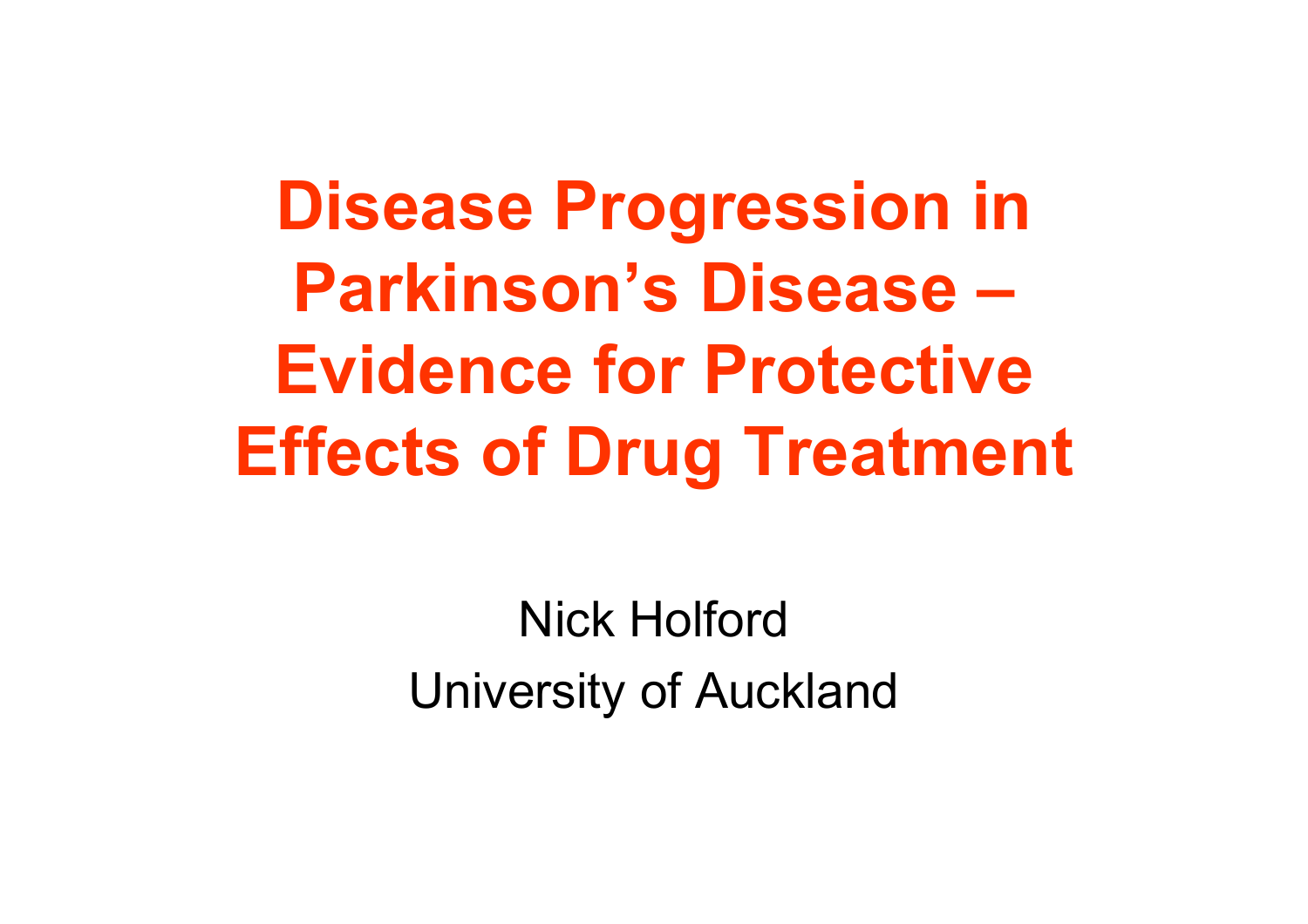# Disease Progression in Parkinson's Disease – Evidence for Protective Effects of Drug Treatment

Nick Holford

University of Auckland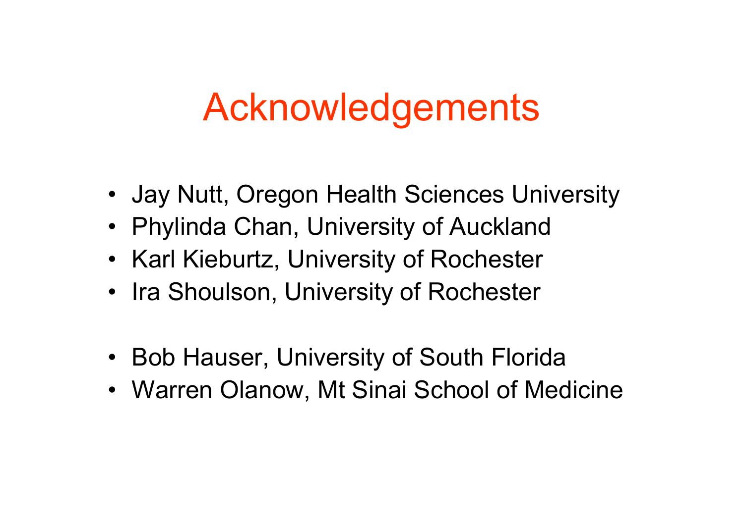# Acknowledgements

- Jay Nutt, Oregon Health Sciences University
- Phylinda Chan, University of Auckland
- Karl Kieburtz, University of Rochester
- Ira Shoulson, University of Rochester

- Bob Hauser, University of South Florida
- Warren Olanow, Mt Sinai School of Medicine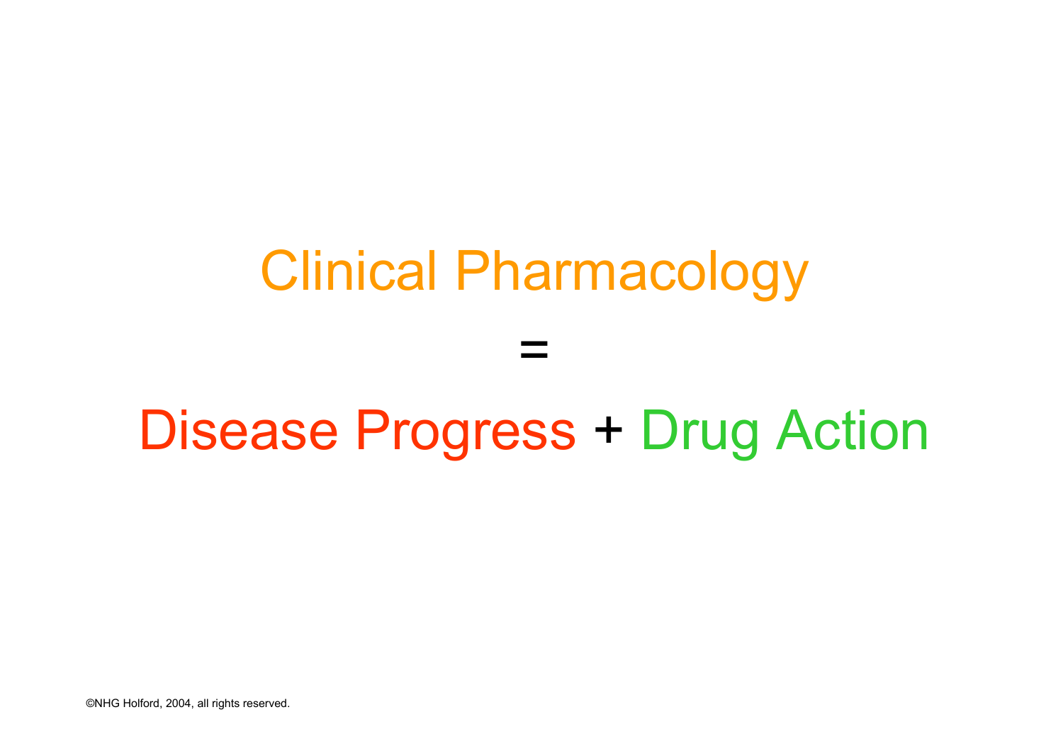Clinical Pharmacology

=

Disease Progress + Drug Action

©NHG Holford, 2004, all rights reserved.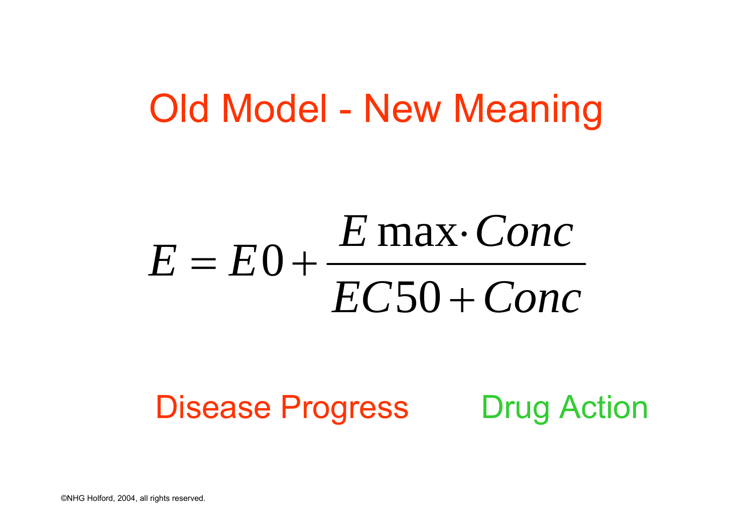# Old Model - New Meaning

$$E = E0 + \frac{E\max \cdot Conc}{EC50 + Conc}$$

Disease Progress

Drug Action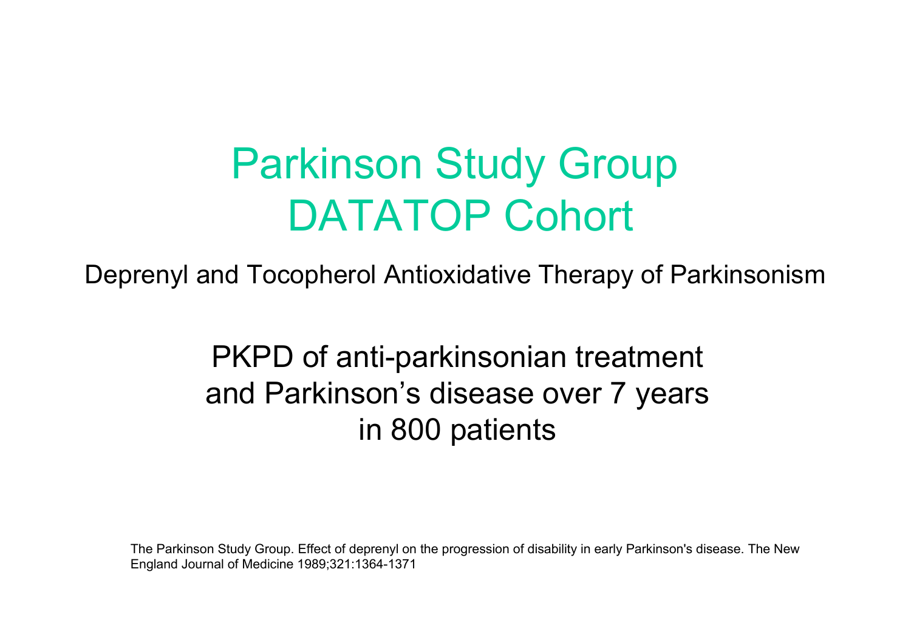# Parkinson Study Group DATATOP Cohort

Deprenyl and Tocopherol Antioxidative Therapy of Parkinsonism

PKPD of anti-parkinsonian treatment and Parkinson's disease over 7 years in 800 patients

The Parkinson Study Group. Effect of deprenyl on the progression of disability in early Parkinson's disease. The New England Journal of Medicine 1989;321:1364-1371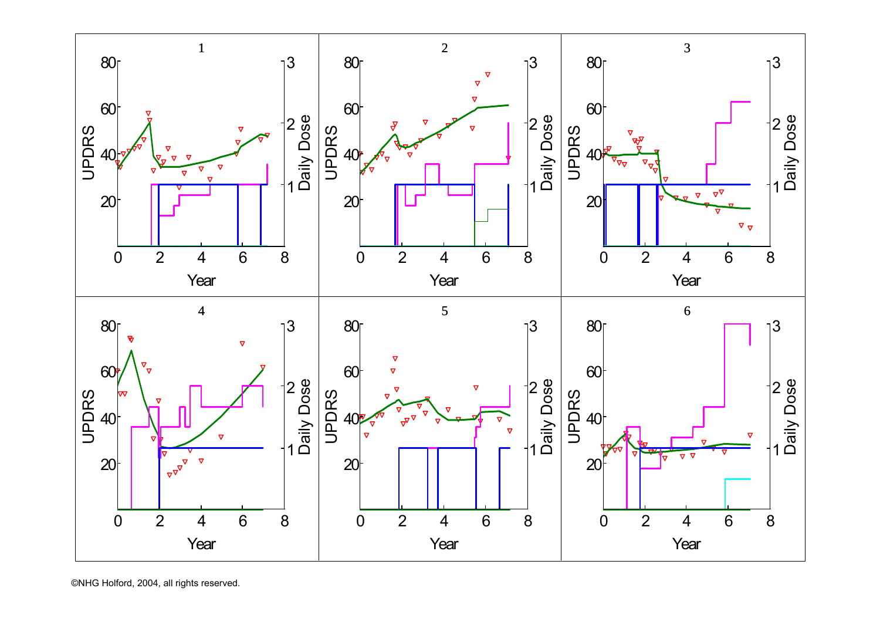©NHG Holford, 2004, all rights reserved.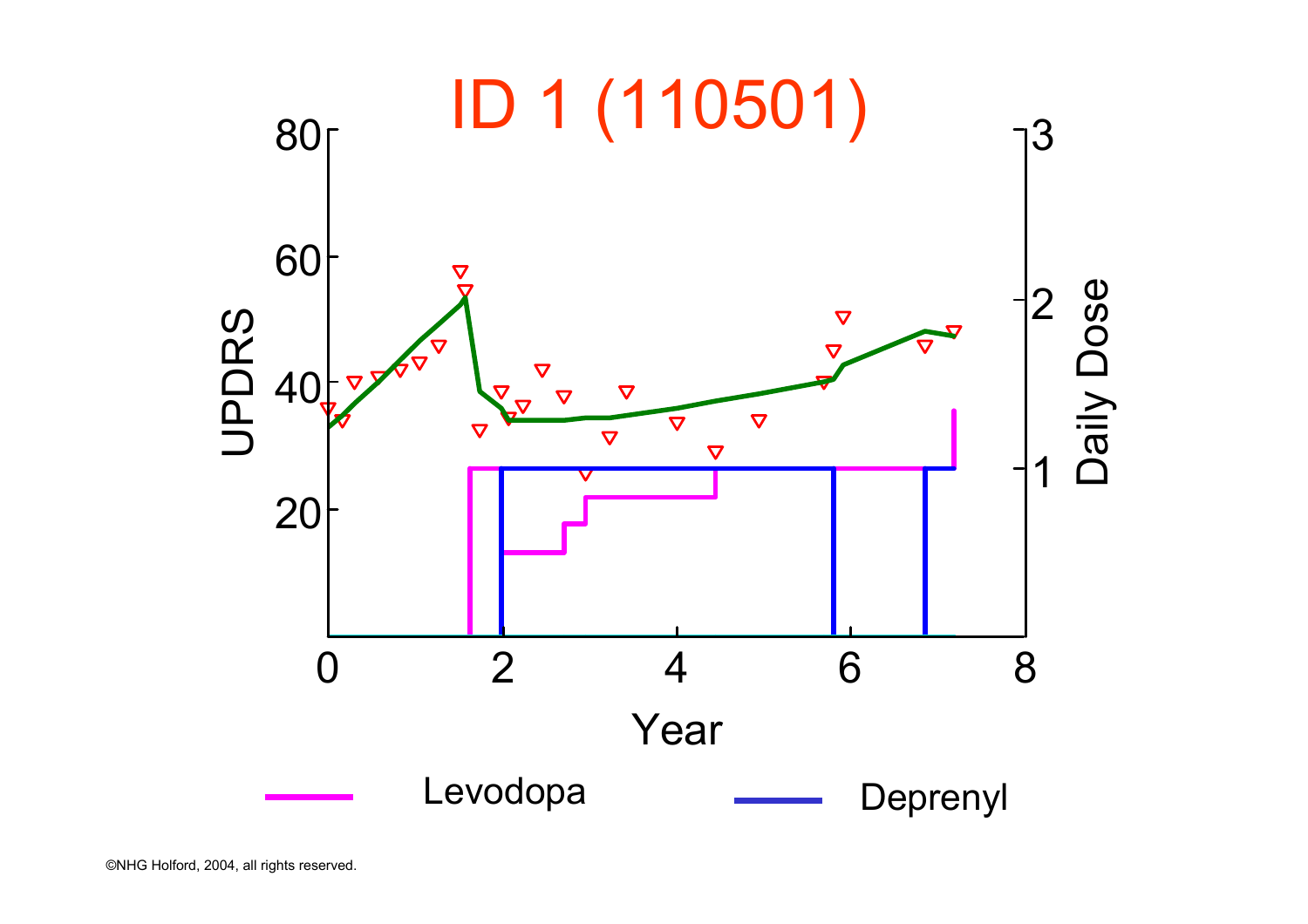# ID 1 (110501)

UPDRS

Daily Dose

Year

Levodopa

Deprenyl

©NHG Holford, 2004, all rights reserved.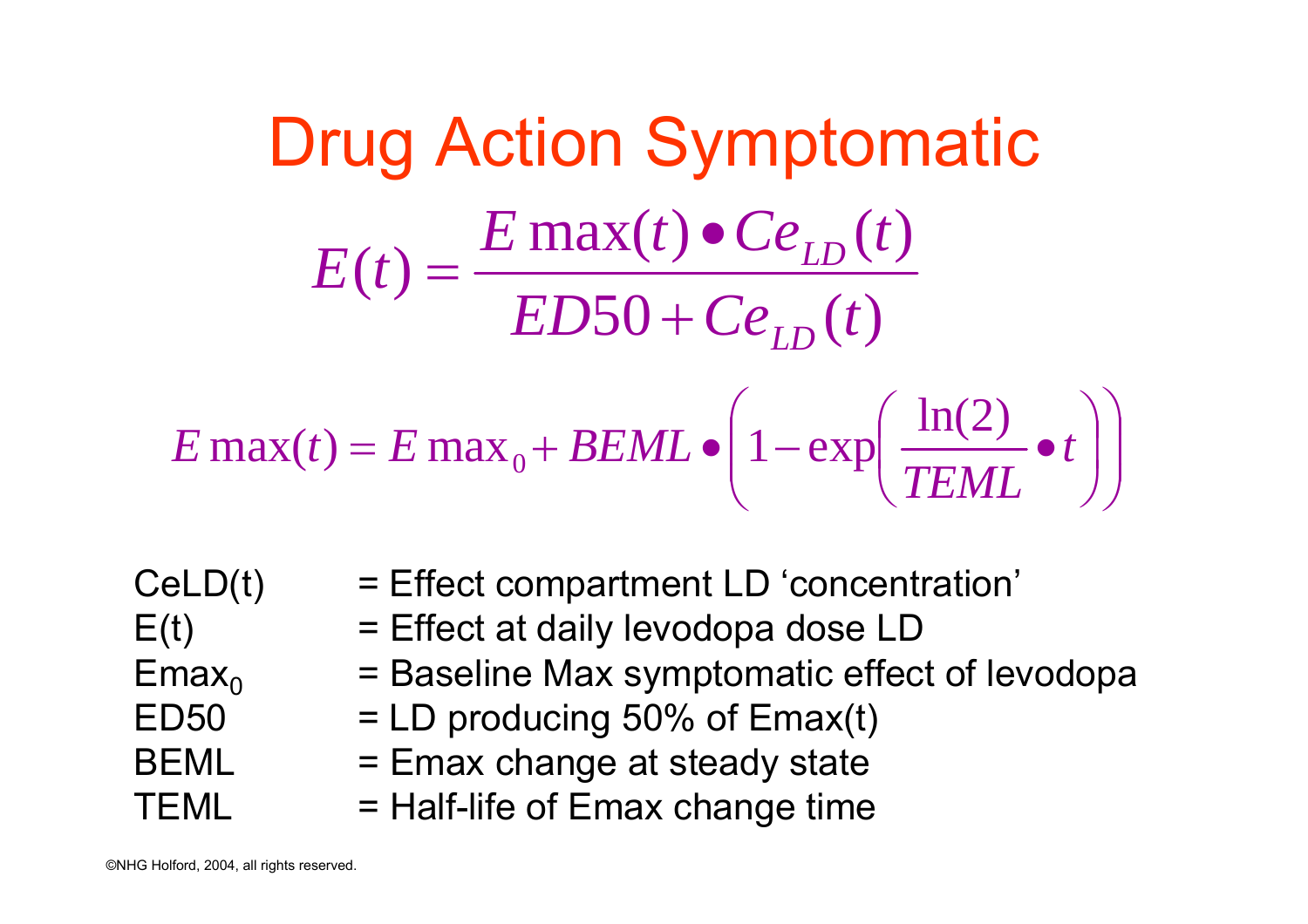# Drug Action Symptomatic

$$E(t) = \frac{E\max(t) \bullet Ce_{LD}(t)}{ED50 + Ce_{LD}(t)}$$

$$E\max(t) = E\max{}_0 + BEML \bullet \left(1 - \exp\left(\frac{\ln(2)}{TEML} \bullet t\right)\right)$$

| | |
|---|---|
| CeLD(t) | = Effect compartment LD 'concentration' |
| E(t) | = Effect at daily levodopa dose LD |
| $Emax_0$ | = Baseline Max symptomatic effect of levodopa |
| ED50 | = LD producing 50% of Emax(t) |
| BEML | = Emax change at steady state |
| TEML | = Half-life of Emax change time |

©NHG Holford, 2004, all rights reserved.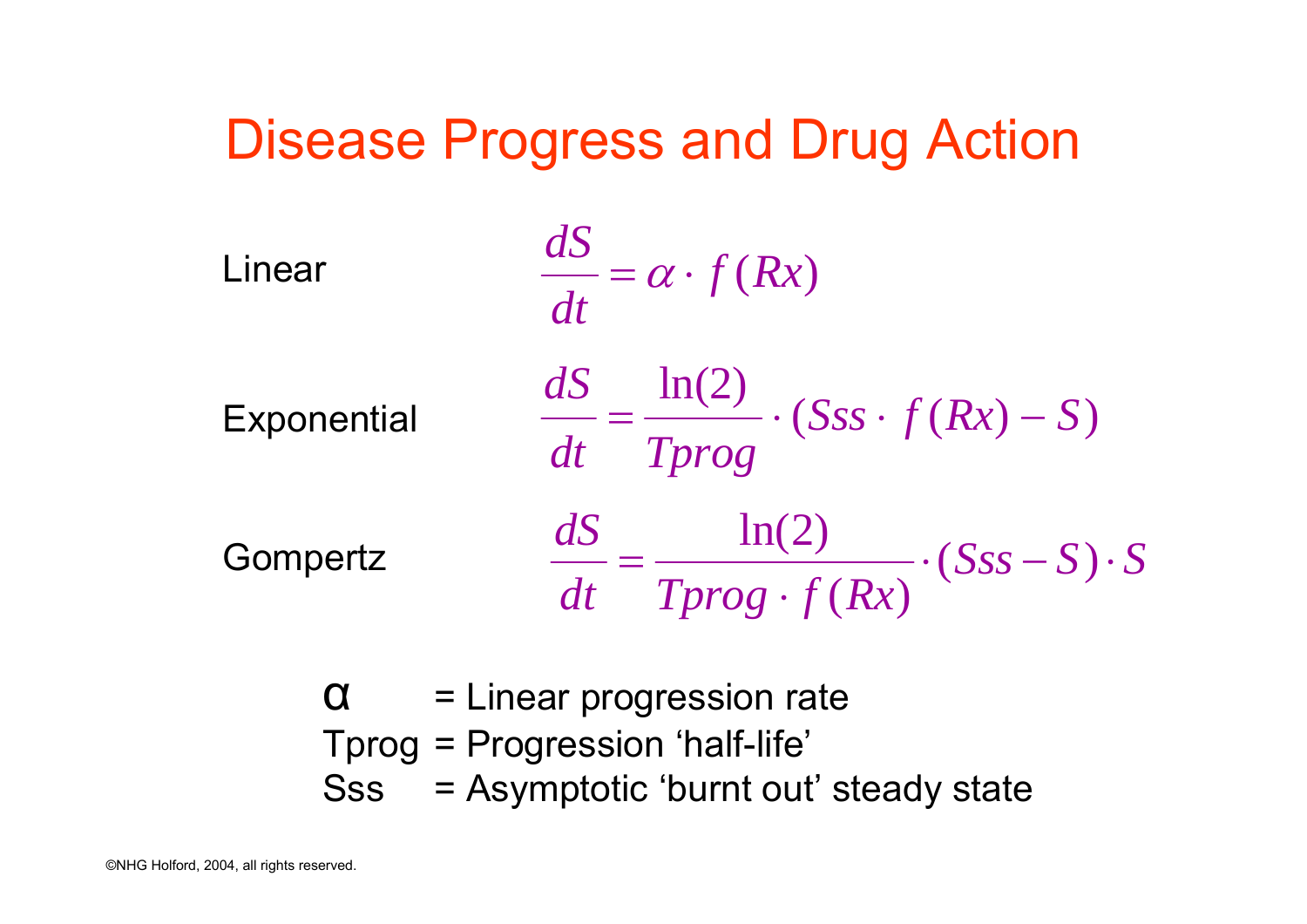# Disease Progress and Drug Action

Linear

$$\frac{dS}{dt} = \alpha \cdot f(Rx)$$

Exponential

$$\frac{dS}{dt} = \frac{\ln(2)}{Tprog} \cdot (Sss \cdot f(Rx) - S)$$

Gompertz

$$\frac{dS}{dt} = \frac{\ln(2)}{Tprog \cdot f(Rx)} \cdot (Sss - S) \cdot S$$

$\alpha$ = Linear progression rate
Tprog = Progression 'half-life'
Sss = Asymptotic 'burnt out' steady state

©NHG Holford, 2004, all rights reserved.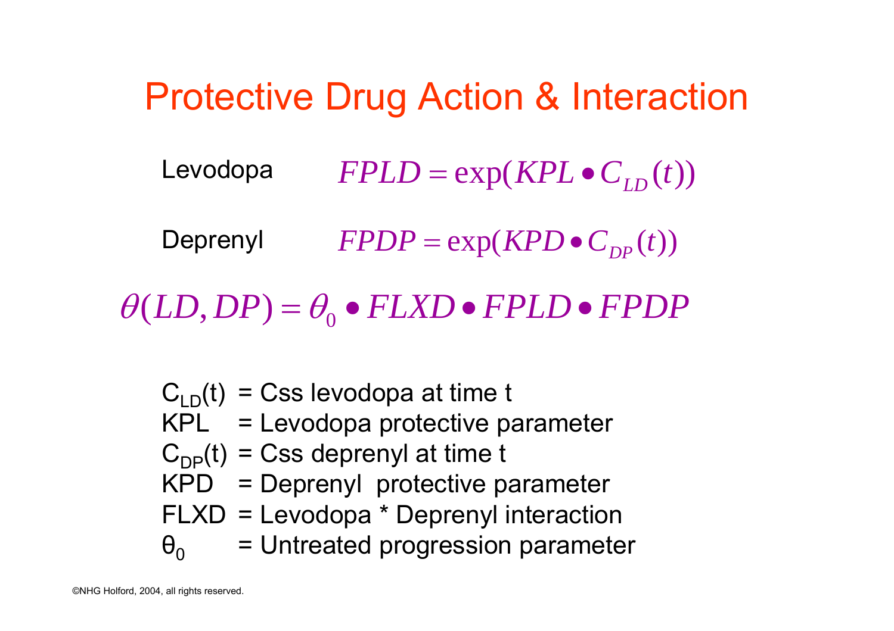# Protective Drug Action & Interaction

Levodopa $$FPLD = \exp(KPL \bullet C_{LD}(t))$$

Deprenyl $$FPDP = \exp(KPD \bullet C_{DP}(t))$$

$$\theta(LD, DP) = \theta_0 \bullet FLXD \bullet FPLD \bullet FPDP$$

$C_{LD}(t)$ = Css levodopa at time t
KPL = Levodopa protective parameter
$C_{DP}(t)$ = Css deprenyl at time t
KPD = Deprenyl protective parameter
FLXD = Levodopa * Deprenyl interaction
$\theta_0$ = Untreated progression parameter

©NHG Holford, 2004, all rights reserved.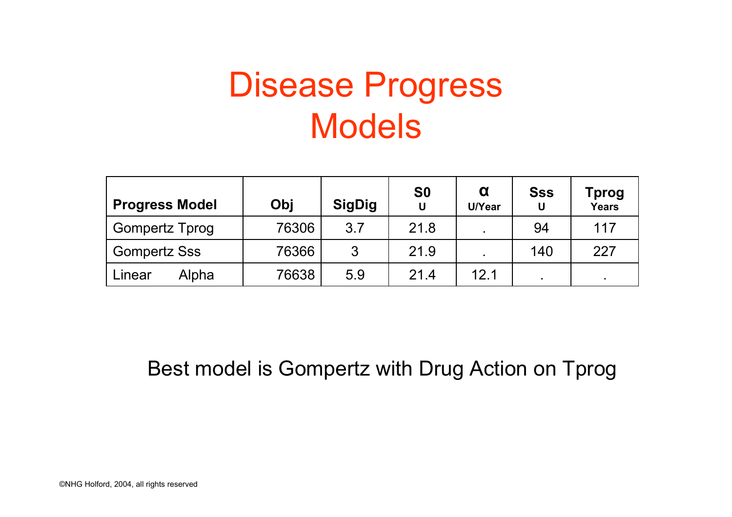# Disease Progress Models

| Progress Model | Obj | SigDig | S0 U | α U/Year | Sss U | Tprog Years |
|---|---|---|---|---|---|---|
| Gompertz Tprog | 76306 | 3.7 | 21.8 | . | 94 | 117 |
| Gompertz Sss | 76366 | 3 | 21.9 | . | 140 | 227 |
| Linear Alpha | 76638 | 5.9 | 21.4 | 12.1 | . | . |

Best model is Gompertz with Drug Action on Tprog

©NHG Holford, 2004, all rights reserved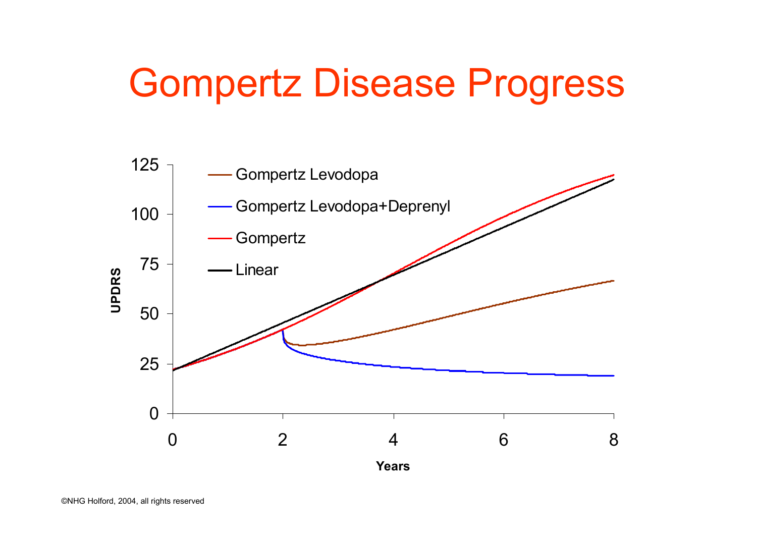# Gompertz Disease Progress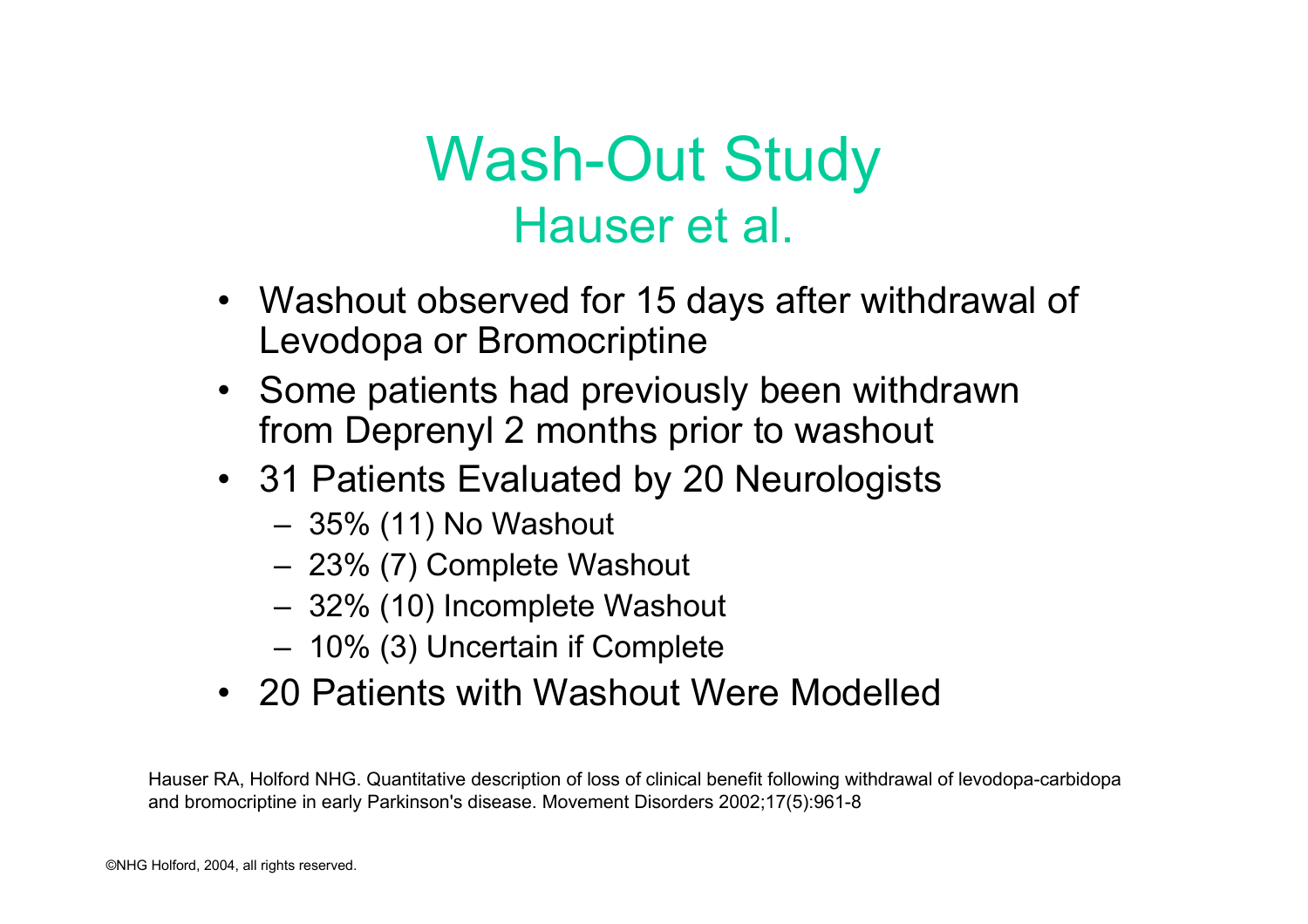# Wash-Out Study

## Hauser et al.

- Washout observed for 15 days after withdrawal of Levodopa or Bromocriptine
- Some patients had previously been withdrawn from Deprenyl 2 months prior to washout
- 31 Patients Evaluated by 20 Neurologists
  - 35% (11) No Washout
  - 23% (7) Complete Washout
  - 32% (10) Incomplete Washout
  - 10% (3) Uncertain if Complete
- 20 Patients with Washout Were Modelled

Hauser RA, Holford NHG. Quantitative description of loss of clinical benefit following withdrawal of levodopa-carbidopa and bromocriptine in early Parkinson's disease. Movement Disorders 2002;17(5):961-8

©NHG Holford, 2004, all rights reserved.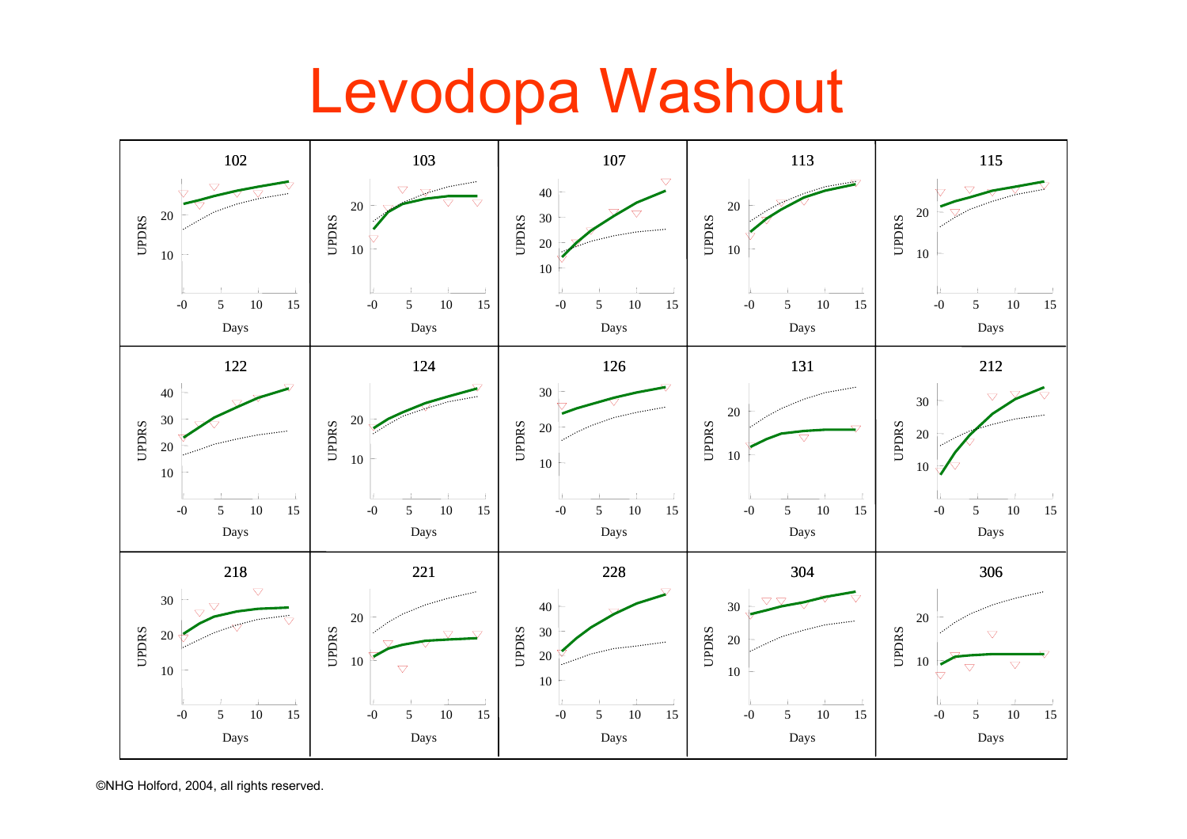# Levodopa Washout

| 102 | 103 | 107 | 113 | 115 |
|---|---|---|---|---|
| 122 | 124 | 126 | 131 | 212 |
| 218 | 221 | 228 | 304 | 306 |

UPDRS vs Days

©NHG Holford, 2004, all rights reserved.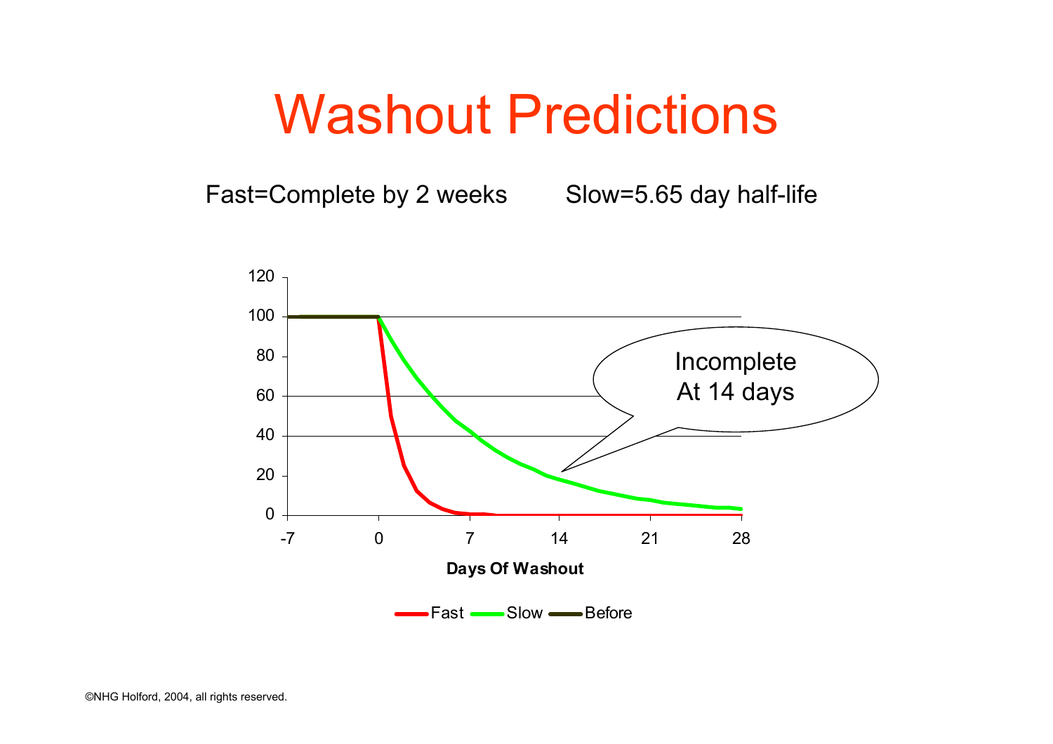# Washout Predictions

Fast=Complete by 2 weeks    Slow=5.65 day half-life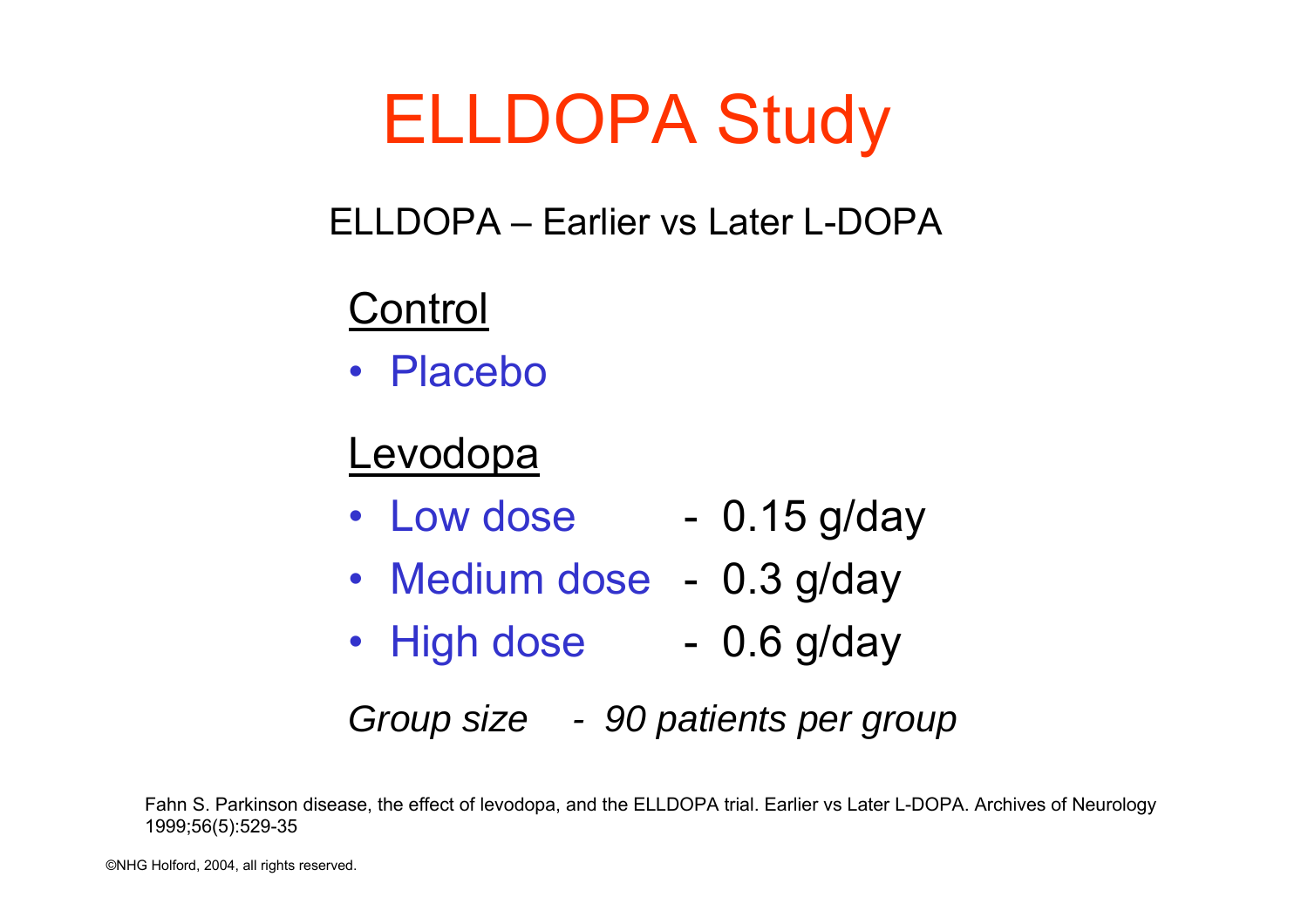# ELLDOPA Study

ELLDOPA – Earlier vs Later L-DOPA

Control

- Placebo

Levodopa

- Low dose - 0.15 g/day
- Medium dose - 0.3 g/day
- High dose - 0.6 g/day

*Group size - 90 patients per group*

Fahn S. Parkinson disease, the effect of levodopa, and the ELLDOPA trial. Earlier vs Later L-DOPA. Archives of Neurology 1999;56(5):529-35

©NHG Holford, 2004, all rights reserved.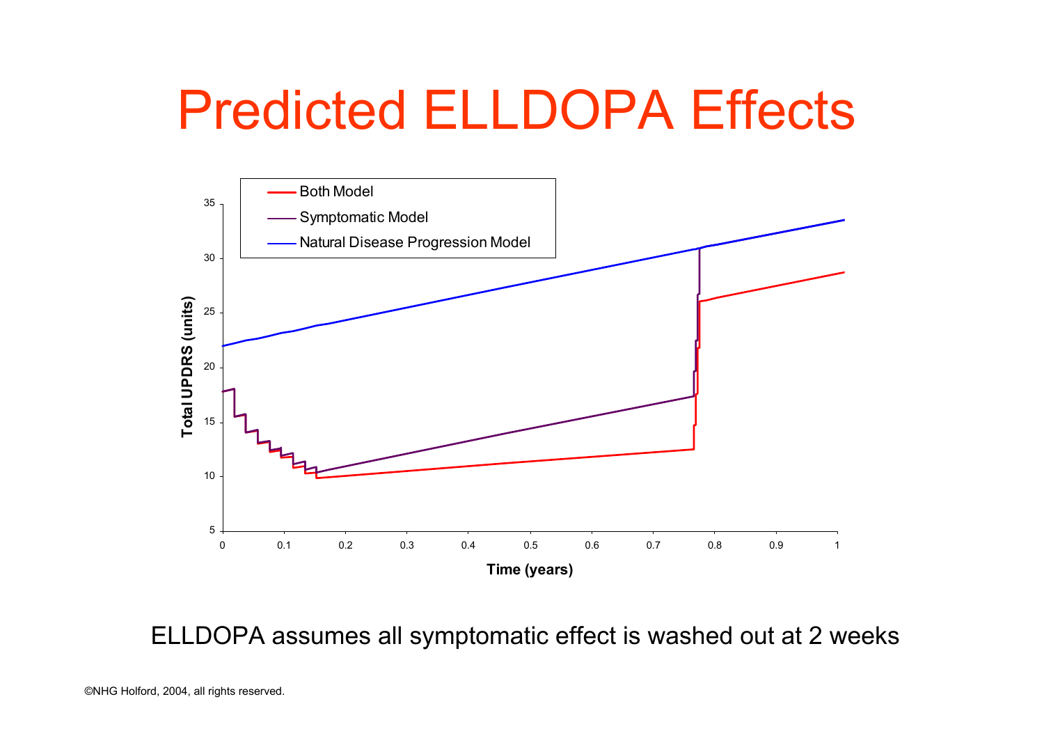# Predicted ELLDOPA Effects

ELLDOPA assumes all symptomatic effect is washed out at 2 weeks

©NHG Holford, 2004, all rights reserved.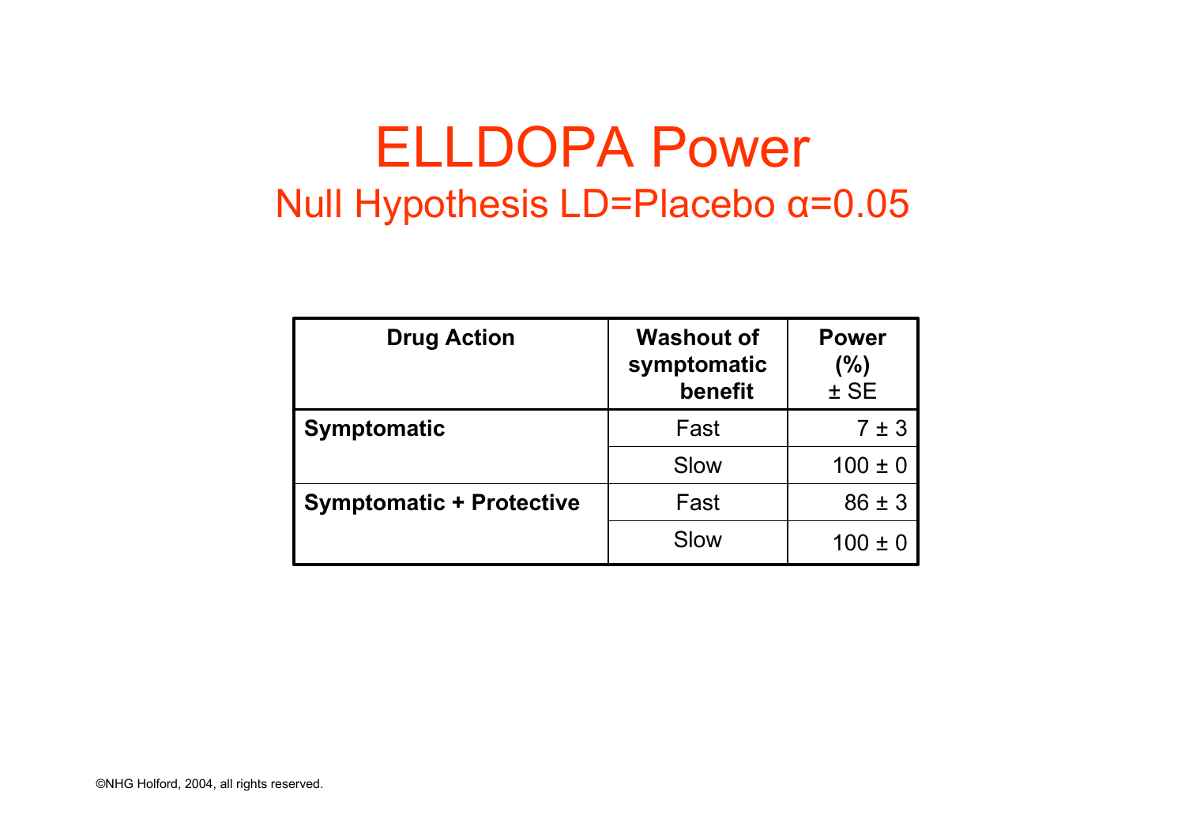# ELLDOPA Power

## Null Hypothesis LD=Placebo α=0.05

| Drug Action | Washout of symptomatic benefit | Power (%) ± SE |
|---|---|---|
| **Symptomatic** | Fast | 7 ± 3 |
| | Slow | 100 ± 0 |
| **Symptomatic + Protective** | Fast | 86 ± 3 |
| | Slow | 100 ± 0 |

©NHG Holford, 2004, all rights reserved.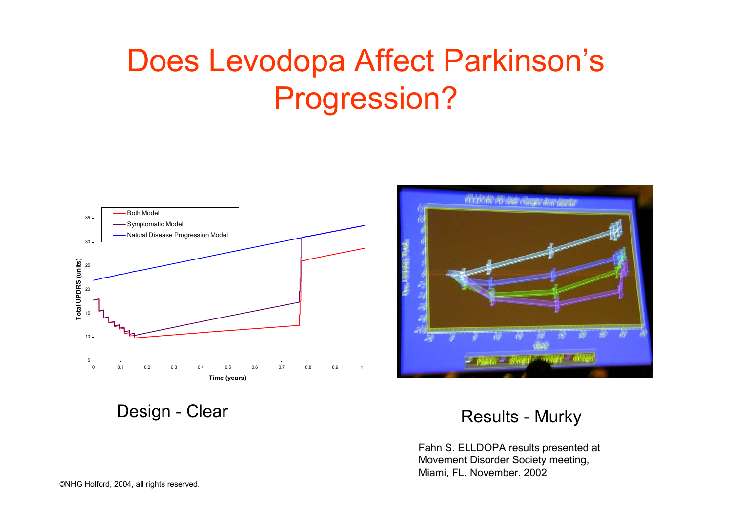# Does Levodopa Affect Parkinson's Progression?

Design - Clear

Results - Murky

Fahn S. ELLDOPA results presented at Movement Disorder Society meeting, Miami, FL, November. 2002

©NHG Holford, 2004, all rights reserved.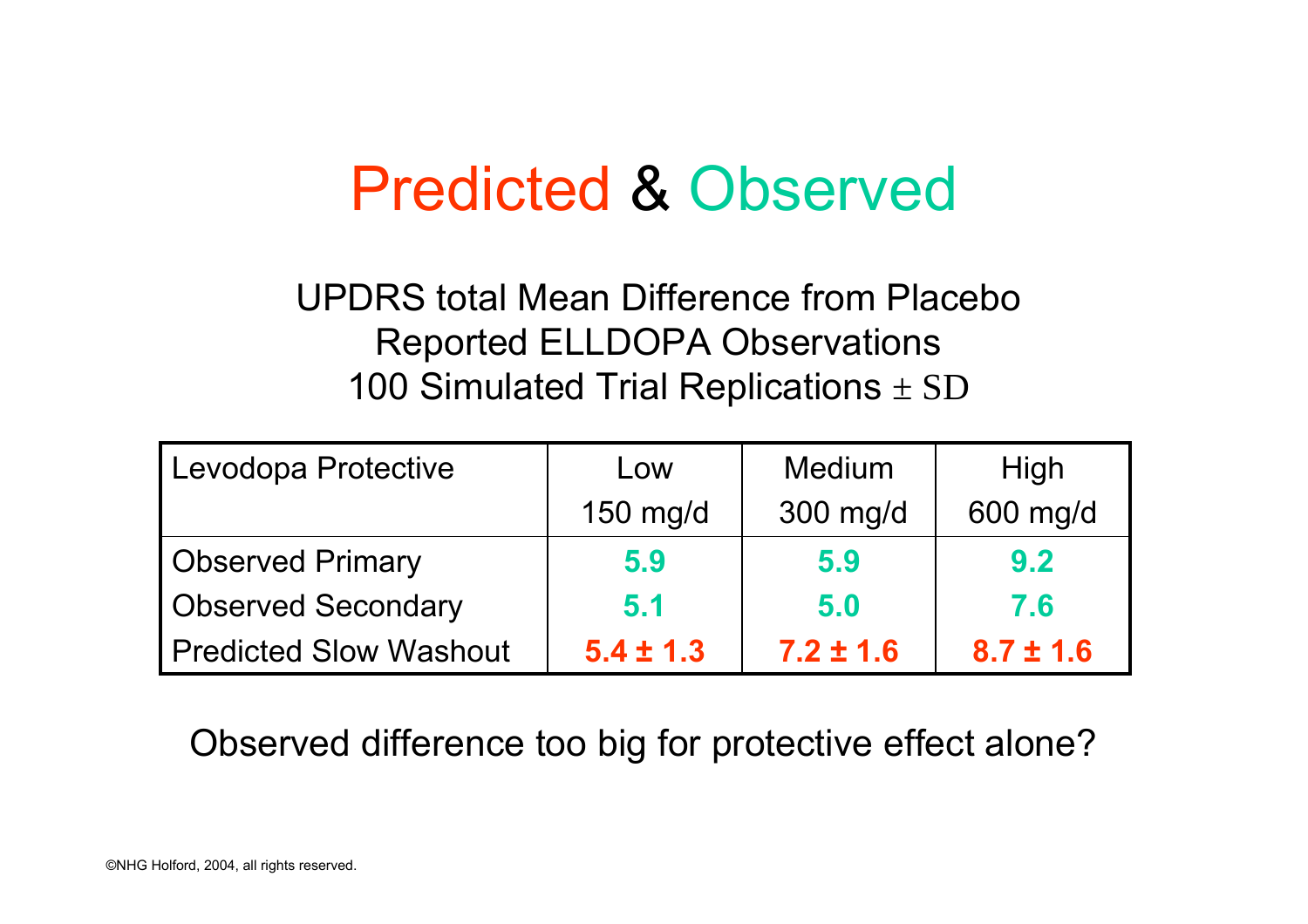# Predicted & Observed

UPDRS total Mean Difference from Placebo
Reported ELLDOPA Observations
100 Simulated Trial Replications ± SD

| Levodopa Protective | Low 150 mg/d | Medium 300 mg/d | High 600 mg/d |
|---|---|---|---|
| Observed Primary | **5.9** | **5.9** | **9.2** |
| Observed Secondary | **5.1** | **5.0** | **7.6** |
| Predicted Slow Washout | **5.4 ± 1.3** | **7.2 ± 1.6** | **8.7 ± 1.6** |

Observed difference too big for protective effect alone?

©NHG Holford, 2004, all rights reserved.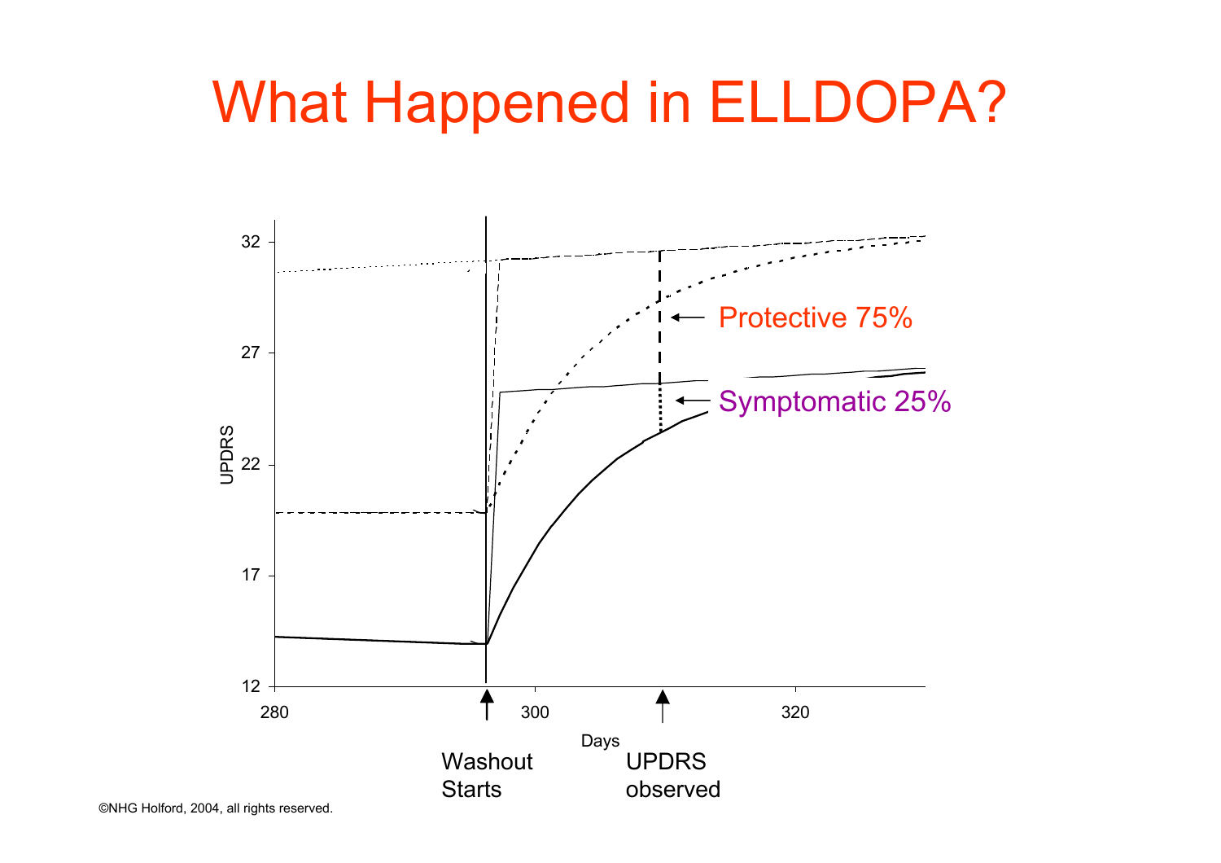# What Happened in ELLDOPA?

UPDRS

32

27

22

17

12

280

300

320

Days

Protective 75%

Symptomatic 25%

Washout Starts

UPDRS observed

©NHG Holford, 2004, all rights reserved.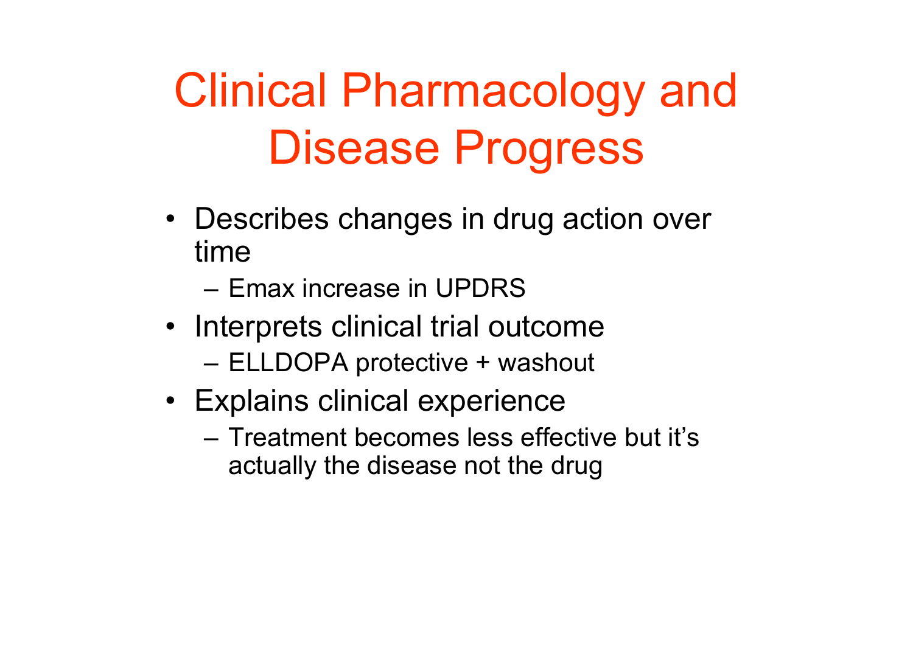# Clinical Pharmacology and Disease Progress

- Describes changes in drug action over time
  - Emax increase in UPDRS
- Interprets clinical trial outcome
  - ELLDOPA protective + washout
- Explains clinical experience
  - Treatment becomes less effective but it's actually the disease not the drug